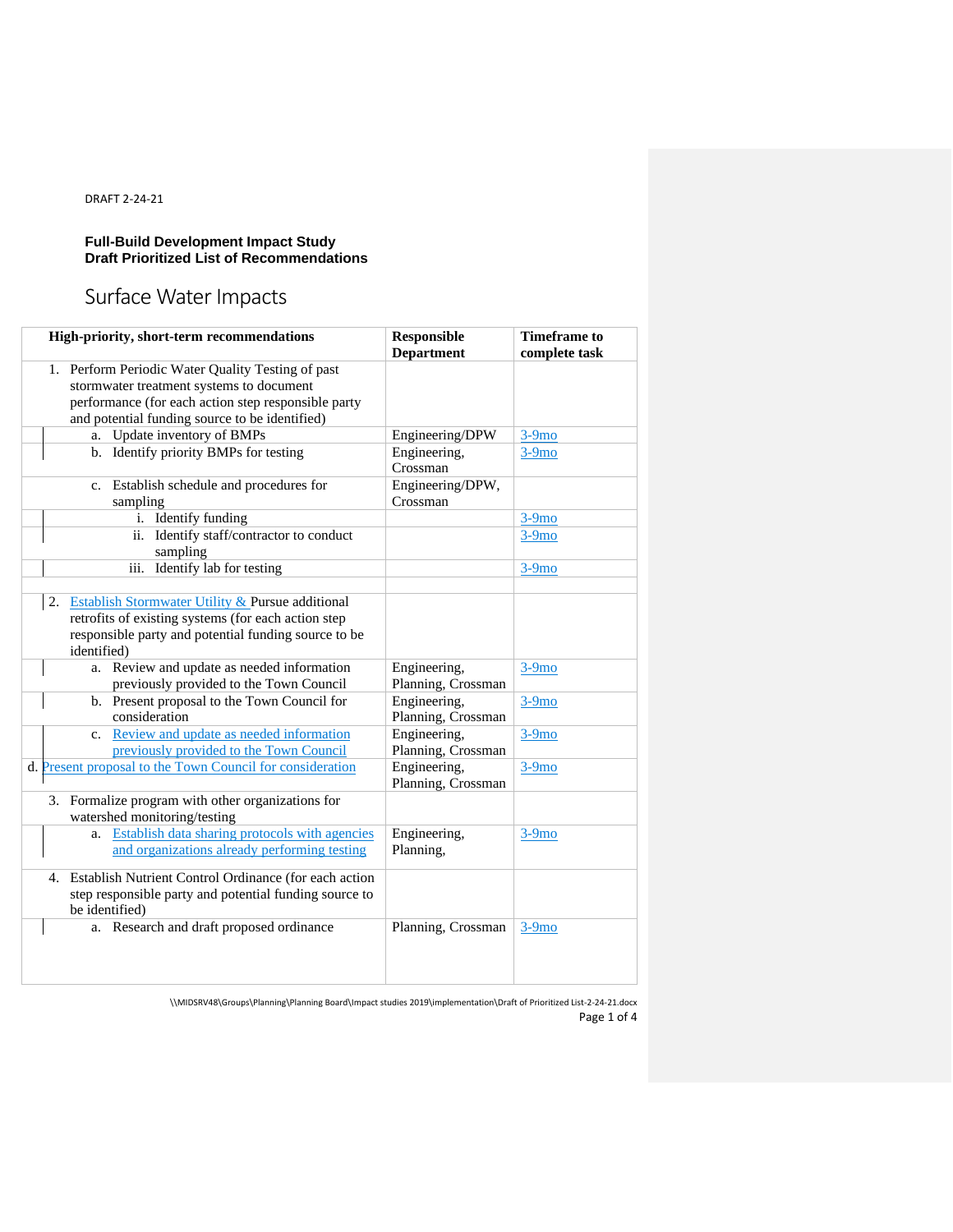DRAFT 2-24-21

**Full-Build Development Impact Study**
**Draft Prioritized List of Recommendations**

# Surface Water Impacts

| High-priority, short-term recommendations | Responsible Department | Timeframe to complete task |
|---|---|---|
| 1. Perform Periodic Water Quality Testing of past stormwater treatment systems to document performance (for each action step responsible party and potential funding source to be identified) | | |
| a. Update inventory of BMPs | Engineering/DPW | 3-9mo |
| b. Identify priority BMPs for testing | Engineering, Crossman | 3-9mo |
| c. Establish schedule and procedures for sampling | Engineering/DPW, Crossman | |
| i. Identify funding | | 3-9mo |
| ii. Identify staff/contractor to conduct sampling | | 3-9mo |
| iii. Identify lab for testing | | 3-9mo |
| | | |
| 2. Establish Stormwater Utility & Pursue additional retrofits of existing systems (for each action step responsible party and potential funding source to be identified) | | |
| a. Review and update as needed information previously provided to the Town Council | Engineering, Planning, Crossman | 3-9mo |
| b. Present proposal to the Town Council for consideration | Engineering, Planning, Crossman | 3-9mo |
| c. Review and update as needed information previously provided to the Town Council | Engineering, Planning, Crossman | 3-9mo |
| d. Present proposal to the Town Council for consideration | Engineering, Planning, Crossman | 3-9mo |
| 3. Formalize program with other organizations for watershed monitoring/testing | | |
| a. Establish data sharing protocols with agencies and organizations already performing testing | Engineering, Planning, | 3-9mo |
| 4. Establish Nutrient Control Ordinance (for each action step responsible party and potential funding source to be identified) | | |
| a. Research and draft proposed ordinance | Planning, Crossman | 3-9mo |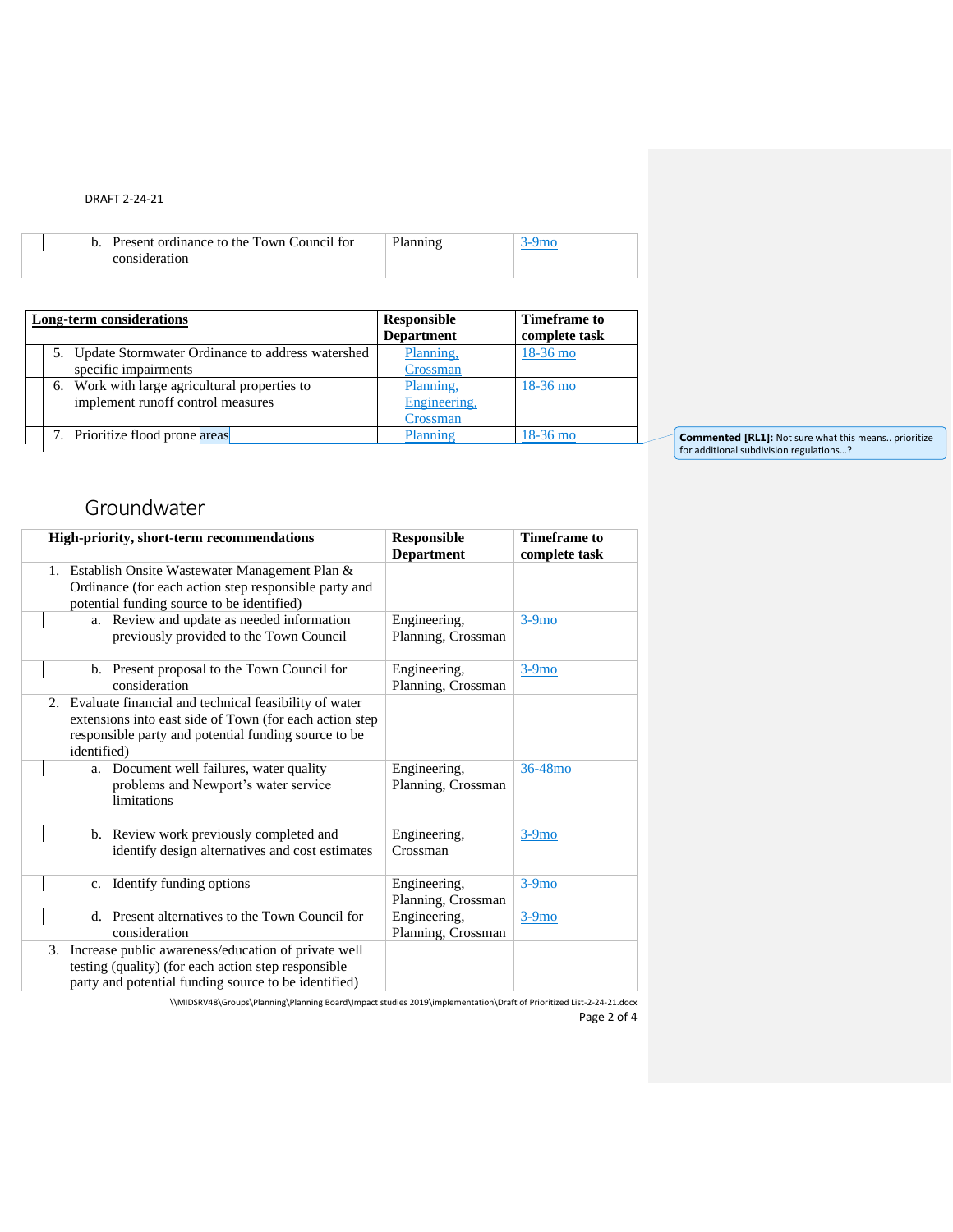DRAFT 2-24-21

| | | |
|---|---|---|
| b. Present ordinance to the Town Council for consideration | Planning | 3-9mo |

| Long-term considerations | Responsible Department | Timeframe to complete task |
|---|---|---|
| 5. Update Stormwater Ordinance to address watershed specific impairments | Planning, Crossman | 18-36 mo |
| 6. Work with large agricultural properties to implement runoff control measures | Planning, Engineering, Crossman | 18-36 mo |
| 7. Prioritize flood prone areas | Planning | 18-36 mo |

**Commented [RL1]:** Not sure what this means.. prioritize for additional subdivision regulations…?

## Groundwater

| High-priority, short-term recommendations | Responsible Department | Timeframe to complete task |
|---|---|---|
| 1. Establish Onsite Wastewater Management Plan & Ordinance (for each action step responsible party and potential funding source to be identified) | | |
| a. Review and update as needed information previously provided to the Town Council | Engineering, Planning, Crossman | 3-9mo |
| b. Present proposal to the Town Council for consideration | Engineering, Planning, Crossman | 3-9mo |
| 2. Evaluate financial and technical feasibility of water extensions into east side of Town (for each action step responsible party and potential funding source to be identified) | | |
| a. Document well failures, water quality problems and Newport's water service limitations | Engineering, Planning, Crossman | 36-48mo |
| b. Review work previously completed and identify design alternatives and cost estimates | Engineering, Crossman | 3-9mo |
| c. Identify funding options | Engineering, Planning, Crossman | 3-9mo |
| d. Present alternatives to the Town Council for consideration | Engineering, Planning, Crossman | 3-9mo |
| 3. Increase public awareness/education of private well testing (quality) (for each action step responsible party and potential funding source to be identified) | | |

\\MIDSRV48\Groups\Planning\Planning Board\Impact studies 2019\implementation\Draft of Prioritized List-2-24-21.docx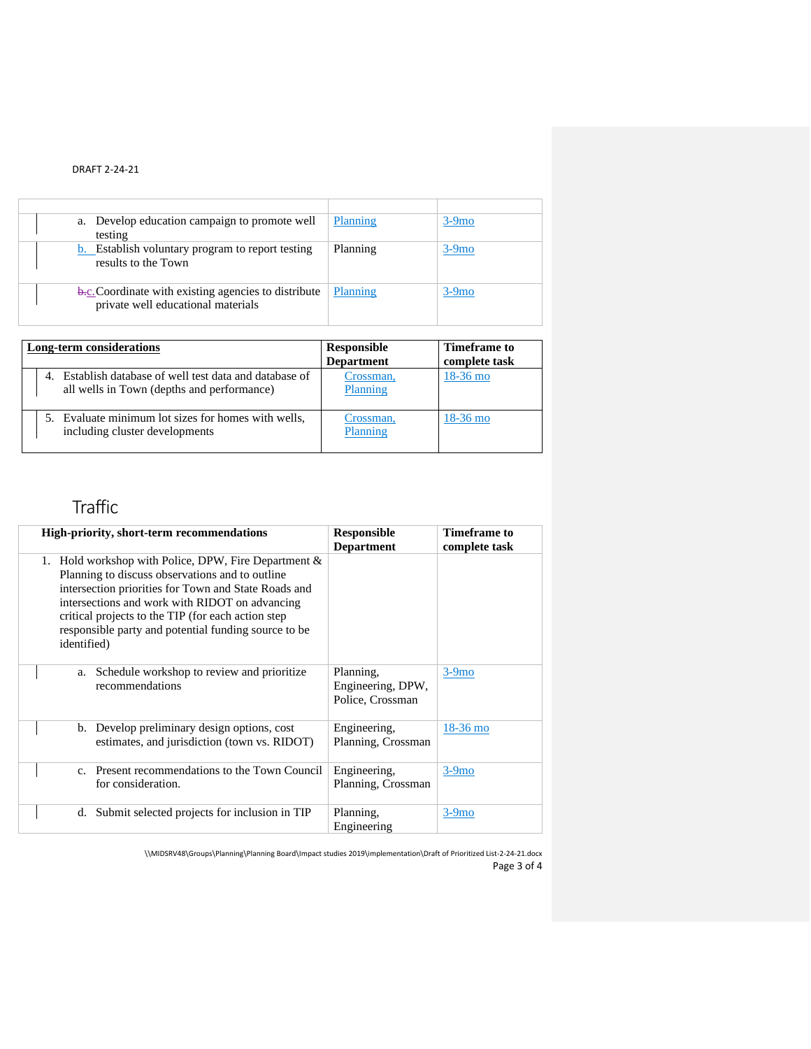DRAFT 2-24-21

| | | |
|---|---|---|
| a. Develop education campaign to promote well testing | Planning | 3-9mo |
| b. Establish voluntary program to report testing results to the Town | Planning | 3-9mo |
| c. Coordinate with existing agencies to distribute private well educational materials | Planning | 3-9mo |

| Long-term considerations | Responsible Department | Timeframe to complete task |
|---|---|---|
| 4. Establish database of well test data and database of all wells in Town (depths and performance) | Crossman, Planning | 18-36 mo |
| 5. Evaluate minimum lot sizes for homes with wells, including cluster developments | Crossman, Planning | 18-36 mo |

## Traffic

| High-priority, short-term recommendations | Responsible Department | Timeframe to complete task |
|---|---|---|
| 1. Hold workshop with Police, DPW, Fire Department & Planning to discuss observations and to outline intersection priorities for Town and State Roads and intersections and work with RIDOT on advancing critical projects to the TIP (for each action step responsible party and potential funding source to be identified) | | |
| a. Schedule workshop to review and prioritize recommendations | Planning, Engineering, DPW, Police, Crossman | 3-9mo |
| b. Develop preliminary design options, cost estimates, and jurisdiction (town vs. RIDOT) | Engineering, Planning, Crossman | 18-36 mo |
| c. Present recommendations to the Town Council for consideration. | Engineering, Planning, Crossman | 3-9mo |
| d. Submit selected projects for inclusion in TIP | Planning, Engineering | 3-9mo |

\\MIDSRV48\Groups\Planning\Planning Board\Impact studies 2019\implementation\Draft of Prioritized List-2-24-21.docx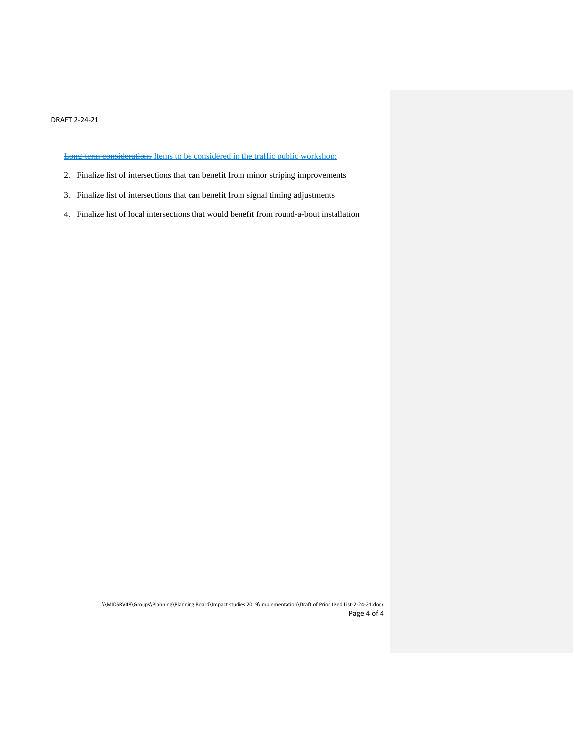~~Long-term considerations~~ Items to be considered in the traffic public workshop:

2. Finalize list of intersections that can benefit from minor striping improvements
3. Finalize list of intersections that can benefit from signal timing adjustments
4. Finalize list of local intersections that would benefit from round-a-bout installation